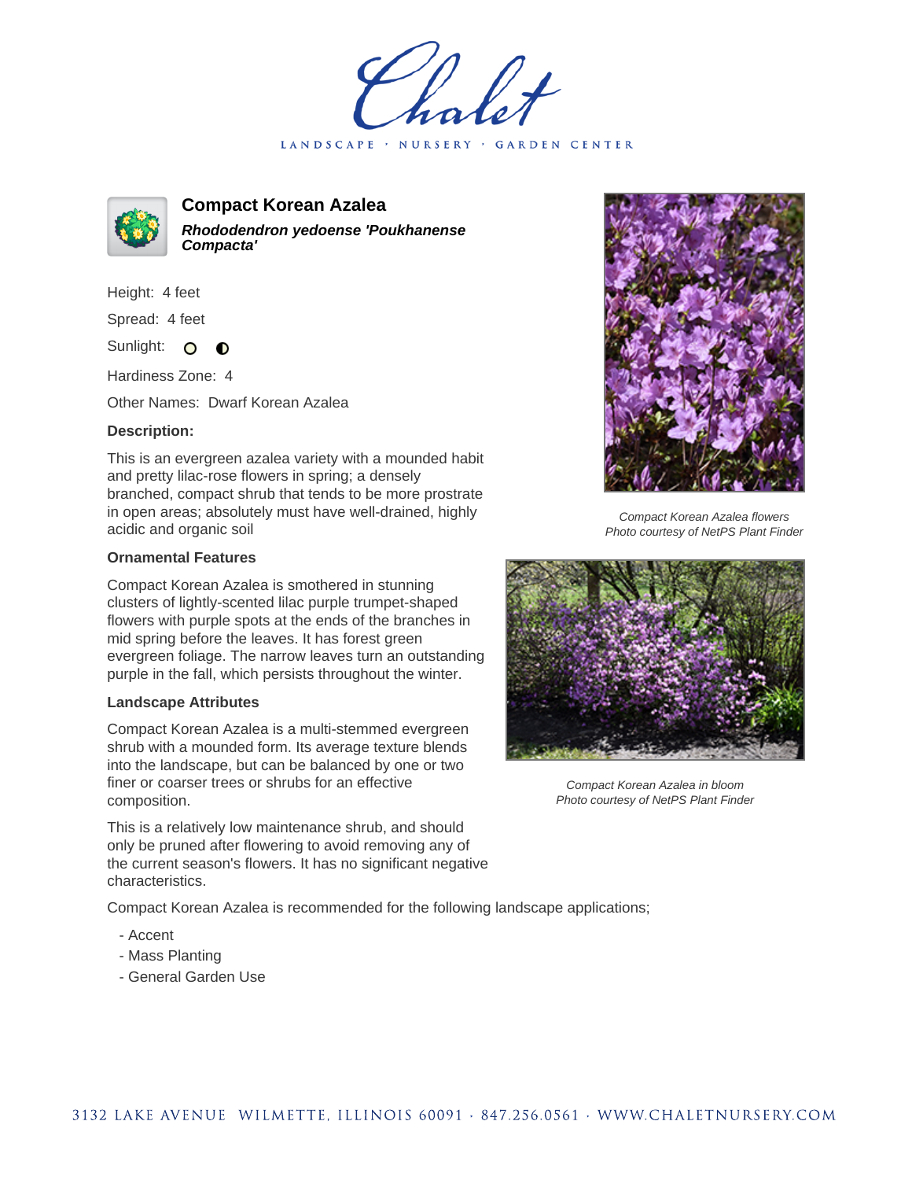# Chalet

LANDSCAPE · NURSERY · GARDEN CENTER

## Compact Korean Azalea

***Rhododendron yedoense 'Poukhanense Compacta'***

Height: 4 feet

Spread: 4 feet

Sunlight: ○ ◐

Hardiness Zone: 4

Other Names: Dwarf Korean Azalea

### Description:

This is an evergreen azalea variety with a mounded habit and pretty lilac-rose flowers in spring; a densely branched, compact shrub that tends to be more prostrate in open areas; absolutely must have well-drained, highly acidic and organic soil

Compact Korean Azalea flowers
Photo courtesy of NetPS Plant Finder

### Ornamental Features

Compact Korean Azalea is smothered in stunning clusters of lightly-scented lilac purple trumpet-shaped flowers with purple spots at the ends of the branches in mid spring before the leaves. It has forest green evergreen foliage. The narrow leaves turn an outstanding purple in the fall, which persists throughout the winter.

### Landscape Attributes

Compact Korean Azalea is a multi-stemmed evergreen shrub with a mounded form. Its average texture blends into the landscape, but can be balanced by one or two finer or coarser trees or shrubs for an effective composition.

This is a relatively low maintenance shrub, and should only be pruned after flowering to avoid removing any of the current season's flowers. It has no significant negative characteristics.

Compact Korean Azalea in bloom
Photo courtesy of NetPS Plant Finder

Compact Korean Azalea is recommended for the following landscape applications;

- Accent
- Mass Planting
- General Garden Use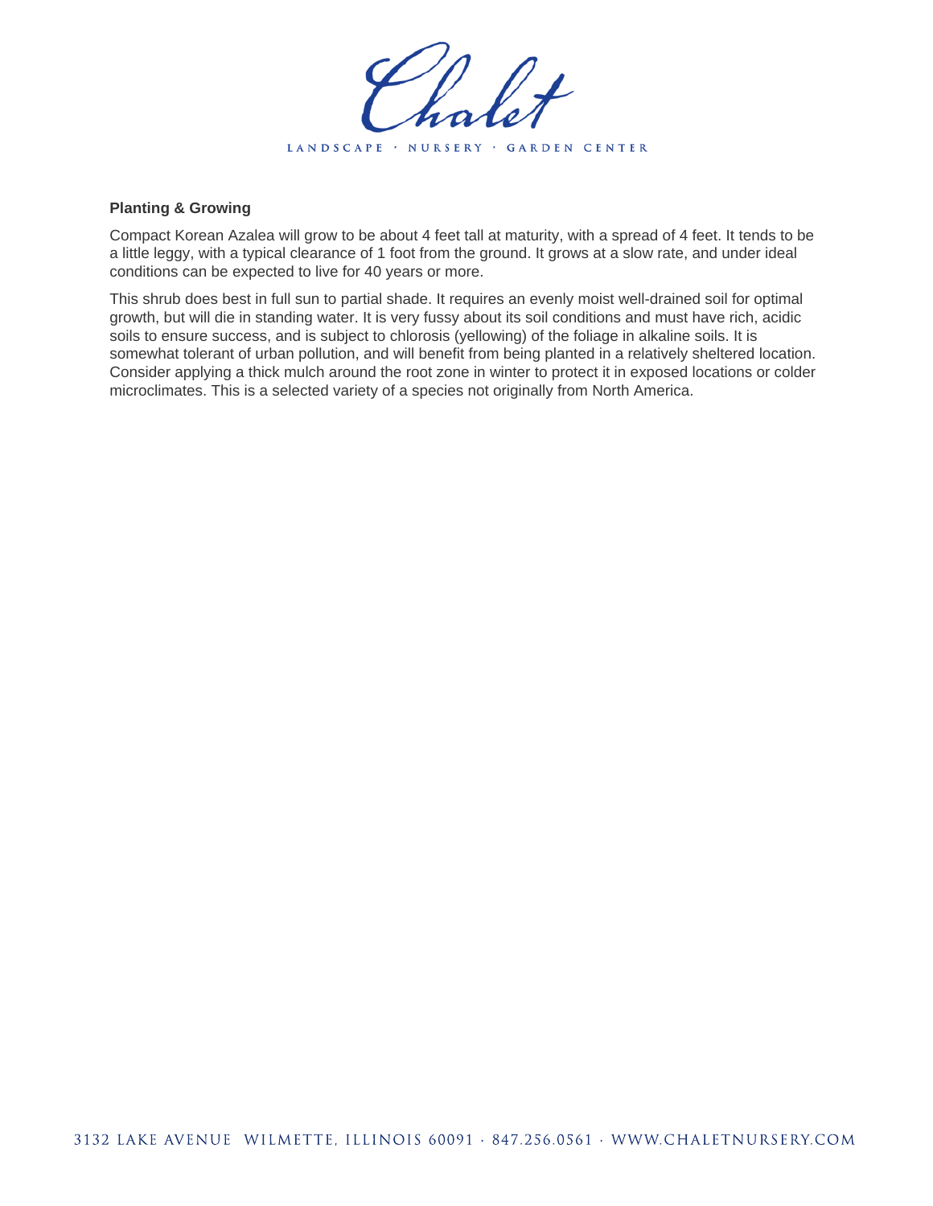**Planting & Growing**

Compact Korean Azalea will grow to be about 4 feet tall at maturity, with a spread of 4 feet. It tends to be a little leggy, with a typical clearance of 1 foot from the ground. It grows at a slow rate, and under ideal conditions can be expected to live for 40 years or more.

This shrub does best in full sun to partial shade. It requires an evenly moist well-drained soil for optimal growth, but will die in standing water. It is very fussy about its soil conditions and must have rich, acidic soils to ensure success, and is subject to chlorosis (yellowing) of the foliage in alkaline soils. It is somewhat tolerant of urban pollution, and will benefit from being planted in a relatively sheltered location. Consider applying a thick mulch around the root zone in winter to protect it in exposed locations or colder microclimates. This is a selected variety of a species not originally from North America.